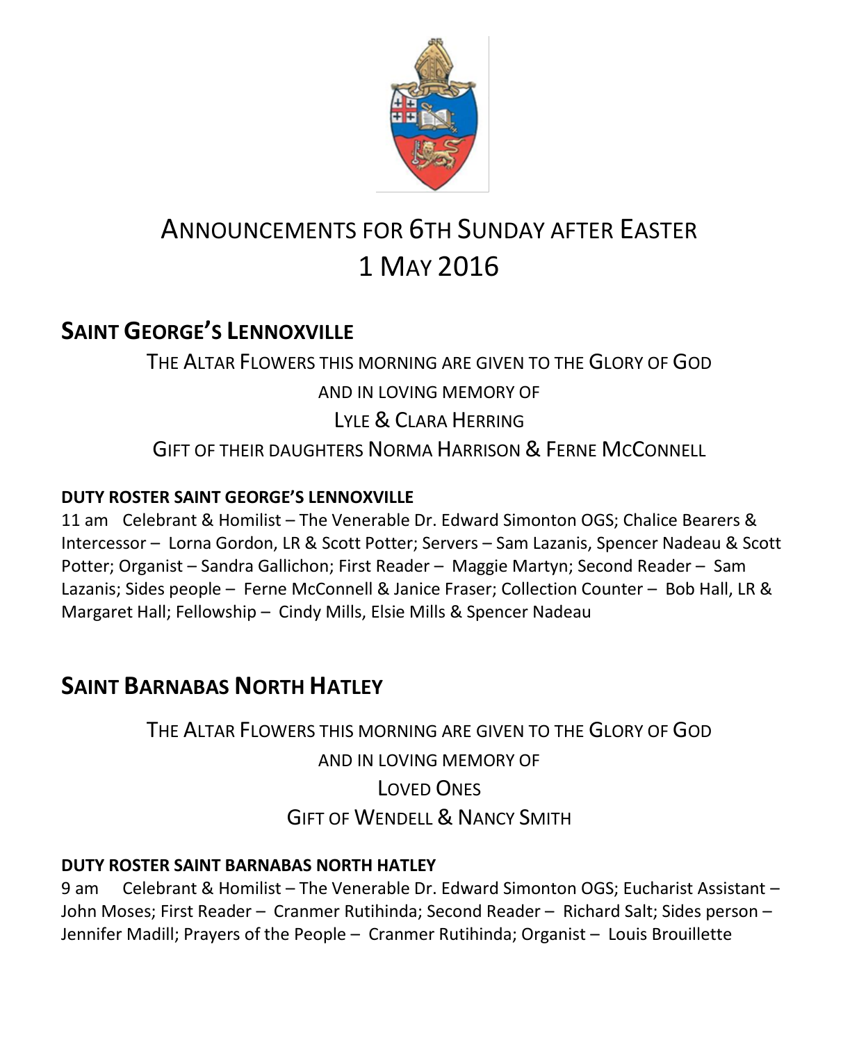# ANNOUNCEMENTS FOR 6TH SUNDAY AFTER EASTER
# 1 MAY 2016

## SAINT GEORGE'S LENNOXVILLE

THE ALTAR FLOWERS THIS MORNING ARE GIVEN TO THE GLORY OF GOD

AND IN LOVING MEMORY OF

LYLE & CLARA HERRING

GIFT OF THEIR DAUGHTERS NORMA HARRISON & FERNE MCCONNELL

**DUTY ROSTER SAINT GEORGE'S LENNOXVILLE**

11 am Celebrant & Homilist – The Venerable Dr. Edward Simonton OGS; Chalice Bearers & Intercessor – Lorna Gordon, LR & Scott Potter; Servers – Sam Lazanis, Spencer Nadeau & Scott Potter; Organist – Sandra Gallichon; First Reader – Maggie Martyn; Second Reader – Sam Lazanis; Sides people – Ferne McConnell & Janice Fraser; Collection Counter – Bob Hall, LR & Margaret Hall; Fellowship – Cindy Mills, Elsie Mills & Spencer Nadeau

## SAINT BARNABAS NORTH HATLEY

THE ALTAR FLOWERS THIS MORNING ARE GIVEN TO THE GLORY OF GOD

AND IN LOVING MEMORY OF

LOVED ONES

GIFT OF WENDELL & NANCY SMITH

**DUTY ROSTER SAINT BARNABAS NORTH HATLEY**

9 am Celebrant & Homilist – The Venerable Dr. Edward Simonton OGS; Eucharist Assistant – John Moses; First Reader – Cranmer Rutihinda; Second Reader – Richard Salt; Sides person – Jennifer Madill; Prayers of the People – Cranmer Rutihinda; Organist – Louis Brouillette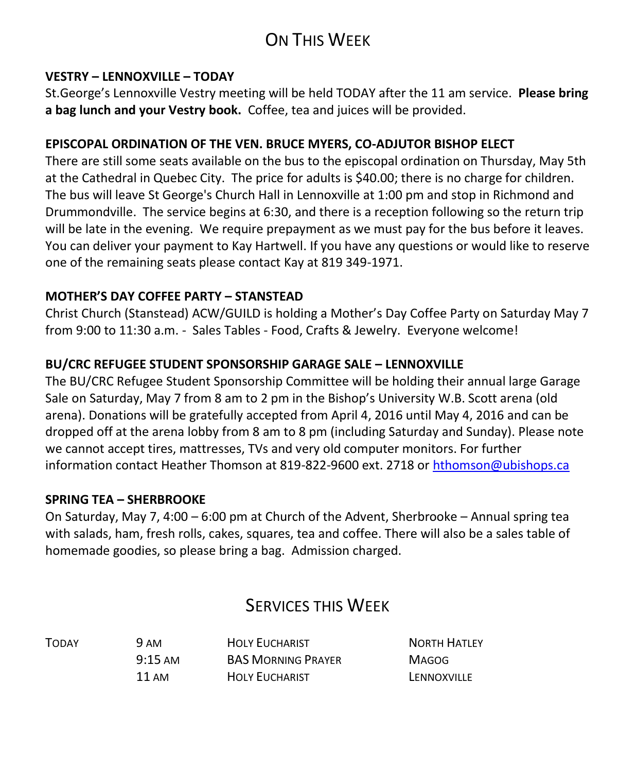# On This Week

### VESTRY – LENNOXVILLE – TODAY

St.George's Lennoxville Vestry meeting will be held TODAY after the 11 am service. **Please bring a bag lunch and your Vestry book.** Coffee, tea and juices will be provided.

### EPISCOPAL ORDINATION OF THE VEN. BRUCE MYERS, CO-ADJUTOR BISHOP ELECT

There are still some seats available on the bus to the episcopal ordination on Thursday, May 5th at the Cathedral in Quebec City. The price for adults is $40.00; there is no charge for children. The bus will leave St George's Church Hall in Lennoxville at 1:00 pm and stop in Richmond and Drummondville. The service begins at 6:30, and there is a reception following so the return trip will be late in the evening. We require prepayment as we must pay for the bus before it leaves. You can deliver your payment to Kay Hartwell. If you have any questions or would like to reserve one of the remaining seats please contact Kay at 819 349-1971.

### MOTHER'S DAY COFFEE PARTY – STANSTEAD

Christ Church (Stanstead) ACW/GUILD is holding a Mother's Day Coffee Party on Saturday May 7 from 9:00 to 11:30 a.m. - Sales Tables - Food, Crafts & Jewelry. Everyone welcome!

### BU/CRC REFUGEE STUDENT SPONSORSHIP GARAGE SALE – LENNOXVILLE

The BU/CRC Refugee Student Sponsorship Committee will be holding their annual large Garage Sale on Saturday, May 7 from 8 am to 2 pm in the Bishop's University W.B. Scott arena (old arena). Donations will be gratefully accepted from April 4, 2016 until May 4, 2016 and can be dropped off at the arena lobby from 8 am to 8 pm (including Saturday and Sunday). Please note we cannot accept tires, mattresses, TVs and very old computer monitors. For further information contact Heather Thomson at 819-822-9600 ext. 2718 or hthomson@ubishops.ca

### SPRING TEA – SHERBROOKE

On Saturday, May 7, 4:00 – 6:00 pm at Church of the Advent, Sherbrooke – Annual spring tea with salads, ham, fresh rolls, cakes, squares, tea and coffee. There will also be a sales table of homemade goodies, so please bring a bag. Admission charged.

# Services this Week

| | | | |
|---|---|---|---|
| Today | 9 am | Holy Eucharist | North Hatley |
| | 9:15 am | BAS Morning Prayer | Magog |
| | 11 am | Holy Eucharist | Lennoxville |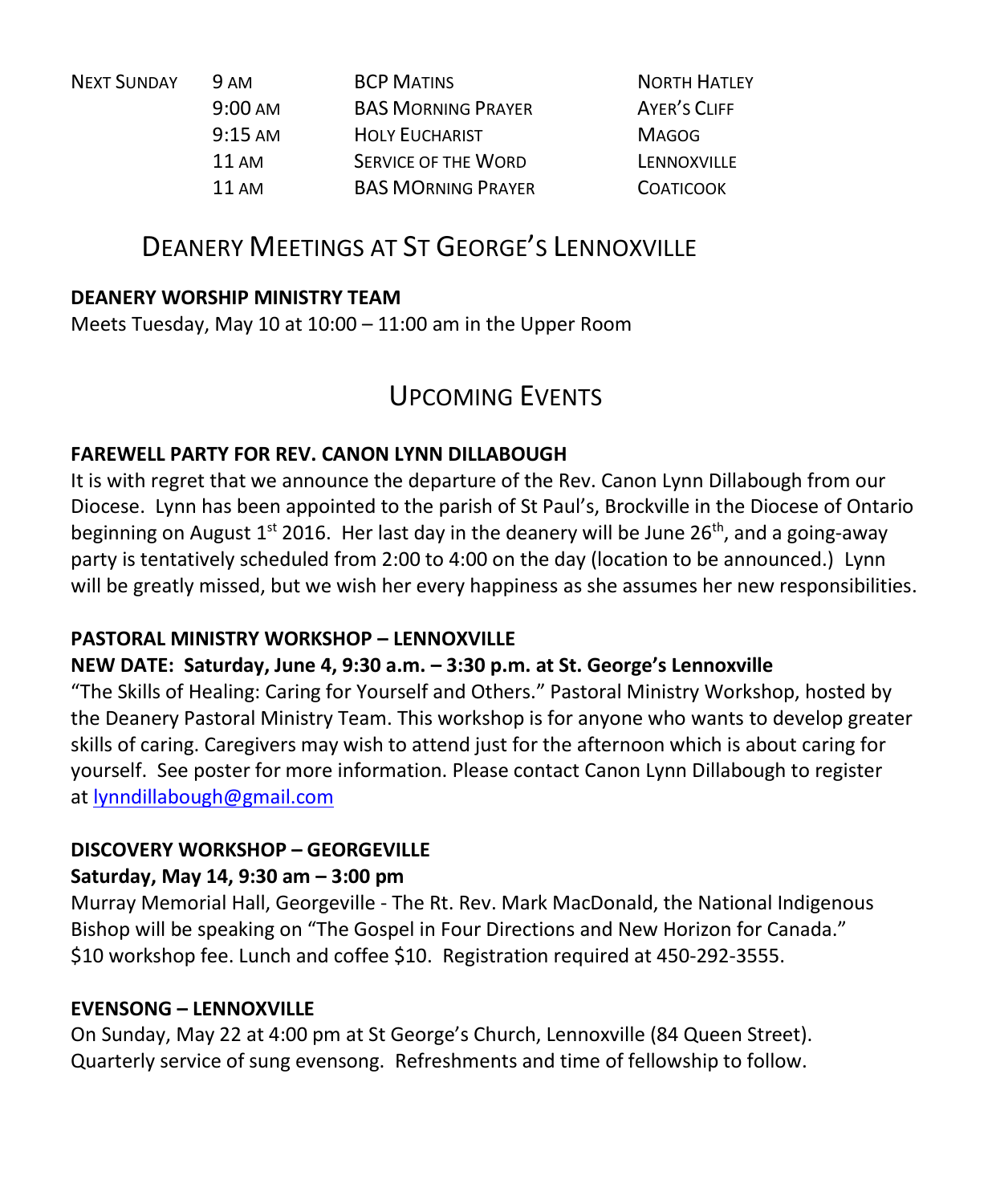| NEXT SUNDAY | 9 AM | BCP MATINS | NORTH HATLEY |
|---|---|---|---|
| | 9:00 AM | BAS MORNING PRAYER | AYER'S CLIFF |
| | 9:15 AM | HOLY EUCHARIST | MAGOG |
| | 11 AM | SERVICE OF THE WORD | LENNOXVILLE |
| | 11 AM | BAS MORNING PRAYER | COATICOOK |

# DEANERY MEETINGS AT ST GEORGE'S LENNOXVILLE

**DEANERY WORSHIP MINISTRY TEAM**

Meets Tuesday, May 10 at 10:00 – 11:00 am in the Upper Room

# UPCOMING EVENTS

**FAREWELL PARTY FOR REV. CANON LYNN DILLABOUGH**

It is with regret that we announce the departure of the Rev. Canon Lynn Dillabough from our Diocese. Lynn has been appointed to the parish of St Paul's, Brockville in the Diocese of Ontario beginning on August 1st 2016. Her last day in the deanery will be June 26th, and a going-away party is tentatively scheduled from 2:00 to 4:00 on the day (location to be announced.) Lynn will be greatly missed, but we wish her every happiness as she assumes her new responsibilities.

**PASTORAL MINISTRY WORKSHOP – LENNOXVILLE**

**NEW DATE: Saturday, June 4, 9:30 a.m. – 3:30 p.m. at St. George's Lennoxville**

"The Skills of Healing: Caring for Yourself and Others." Pastoral Ministry Workshop, hosted by the Deanery Pastoral Ministry Team. This workshop is for anyone who wants to develop greater skills of caring. Caregivers may wish to attend just for the afternoon which is about caring for yourself. See poster for more information. Please contact Canon Lynn Dillabough to register at lynndillabough@gmail.com

**DISCOVERY WORKSHOP – GEORGEVILLE**

**Saturday, May 14, 9:30 am – 3:00 pm**

Murray Memorial Hall, Georgeville - The Rt. Rev. Mark MacDonald, the National Indigenous Bishop will be speaking on "The Gospel in Four Directions and New Horizon for Canada." $10 workshop fee. Lunch and coffee $10. Registration required at 450-292-3555.

**EVENSONG – LENNOXVILLE**

On Sunday, May 22 at 4:00 pm at St George's Church, Lennoxville (84 Queen Street). Quarterly service of sung evensong. Refreshments and time of fellowship to follow.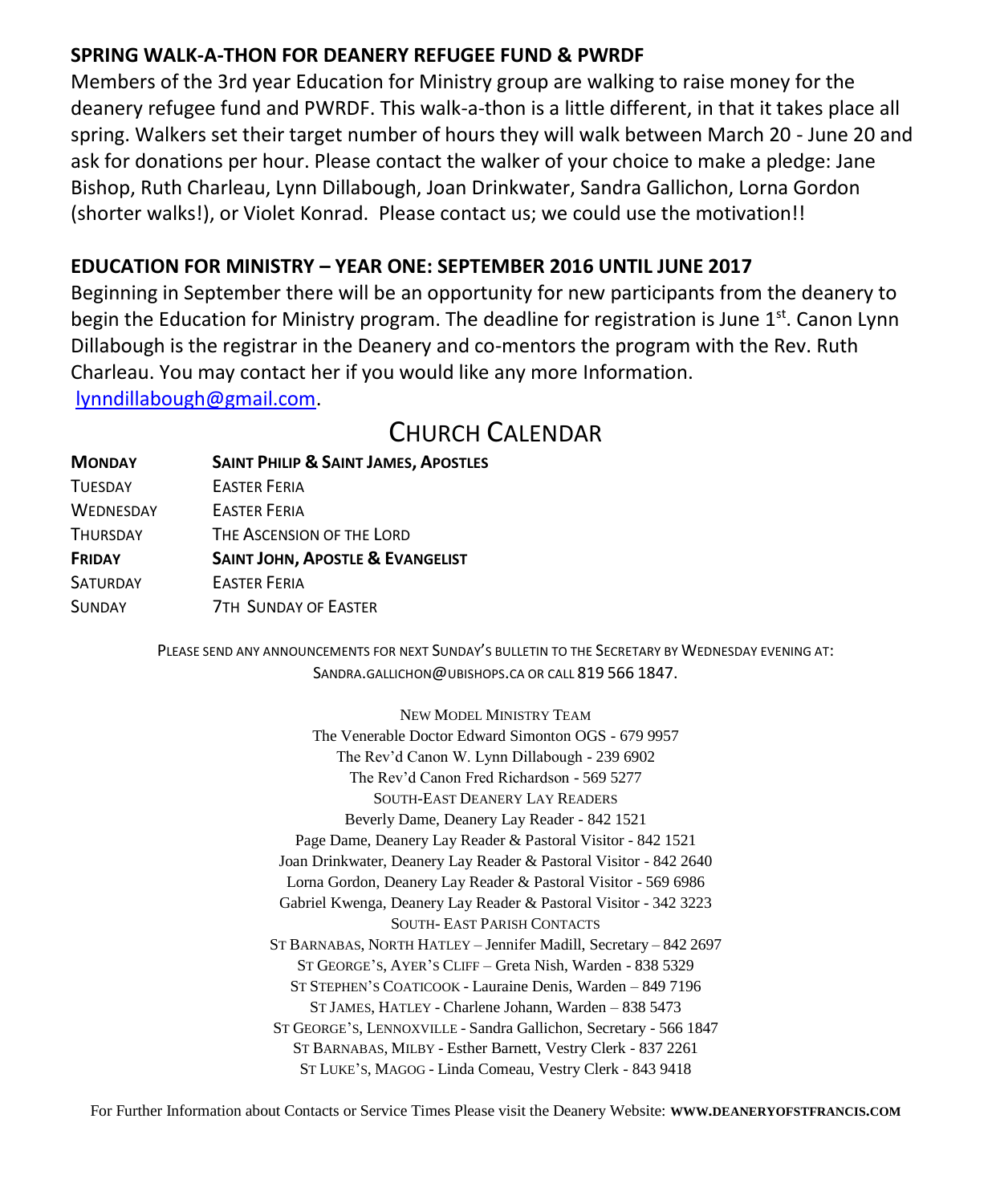### SPRING WALK-A-THON FOR DEANERY REFUGEE FUND & PWRDF

Members of the 3rd year Education for Ministry group are walking to raise money for the deanery refugee fund and PWRDF. This walk-a-thon is a little different, in that it takes place all spring. Walkers set their target number of hours they will walk between March 20 - June 20 and ask for donations per hour. Please contact the walker of your choice to make a pledge: Jane Bishop, Ruth Charleau, Lynn Dillabough, Joan Drinkwater, Sandra Gallichon, Lorna Gordon (shorter walks!), or Violet Konrad. Please contact us; we could use the motivation!!

### EDUCATION FOR MINISTRY – YEAR ONE: SEPTEMBER 2016 UNTIL JUNE 2017

Beginning in September there will be an opportunity for new participants from the deanery to begin the Education for Ministry program. The deadline for registration is June 1st. Canon Lynn Dillabough is the registrar in the Deanery and co-mentors the program with the Rev. Ruth Charleau. You may contact her if you would like any more Information. lynndillabough@gmail.com.

## CHURCH CALENDAR

| | |
|---|---|
| **MONDAY** | **SAINT PHILIP & SAINT JAMES, APOSTLES** |
| TUESDAY | EASTER FERIA |
| WEDNESDAY | EASTER FERIA |
| THURSDAY | THE ASCENSION OF THE LORD |
| **FRIDAY** | **SAINT JOHN, APOSTLE & EVANGELIST** |
| SATURDAY | EASTER FERIA |
| SUNDAY | 7TH SUNDAY OF EASTER |

PLEASE SEND ANY ANNOUNCEMENTS FOR NEXT SUNDAY'S BULLETIN TO THE SECRETARY BY WEDNESDAY EVENING AT: SANDRA.GALLICHON@UBISHOPS.CA OR CALL 819 566 1847.

NEW MODEL MINISTRY TEAM

The Venerable Doctor Edward Simonton OGS - 679 9957
The Rev'd Canon W. Lynn Dillabough - 239 6902
The Rev'd Canon Fred Richardson - 569 5277

SOUTH-EAST DEANERY LAY READERS

Beverly Dame, Deanery Lay Reader - 842 1521
Page Dame, Deanery Lay Reader & Pastoral Visitor - 842 1521
Joan Drinkwater, Deanery Lay Reader & Pastoral Visitor - 842 2640
Lorna Gordon, Deanery Lay Reader & Pastoral Visitor - 569 6986
Gabriel Kwenga, Deanery Lay Reader & Pastoral Visitor - 342 3223

SOUTH- EAST PARISH CONTACTS

ST BARNABAS, NORTH HATLEY – Jennifer Madill, Secretary – 842 2697
ST GEORGE'S, AYER'S CLIFF – Greta Nish, Warden - 838 5329
ST STEPHEN'S COATICOOK - Lauraine Denis, Warden – 849 7196
ST JAMES, HATLEY - Charlene Johann, Warden – 838 5473
ST GEORGE'S, LENNOXVILLE - Sandra Gallichon, Secretary - 566 1847
ST BARNABAS, MILBY - Esther Barnett, Vestry Clerk - 837 2261
ST LUKE'S, MAGOG - Linda Comeau, Vestry Clerk - 843 9418

For Further Information about Contacts or Service Times Please visit the Deanery Website: **WWW.DEANERYOFSTFRANCIS.COM**